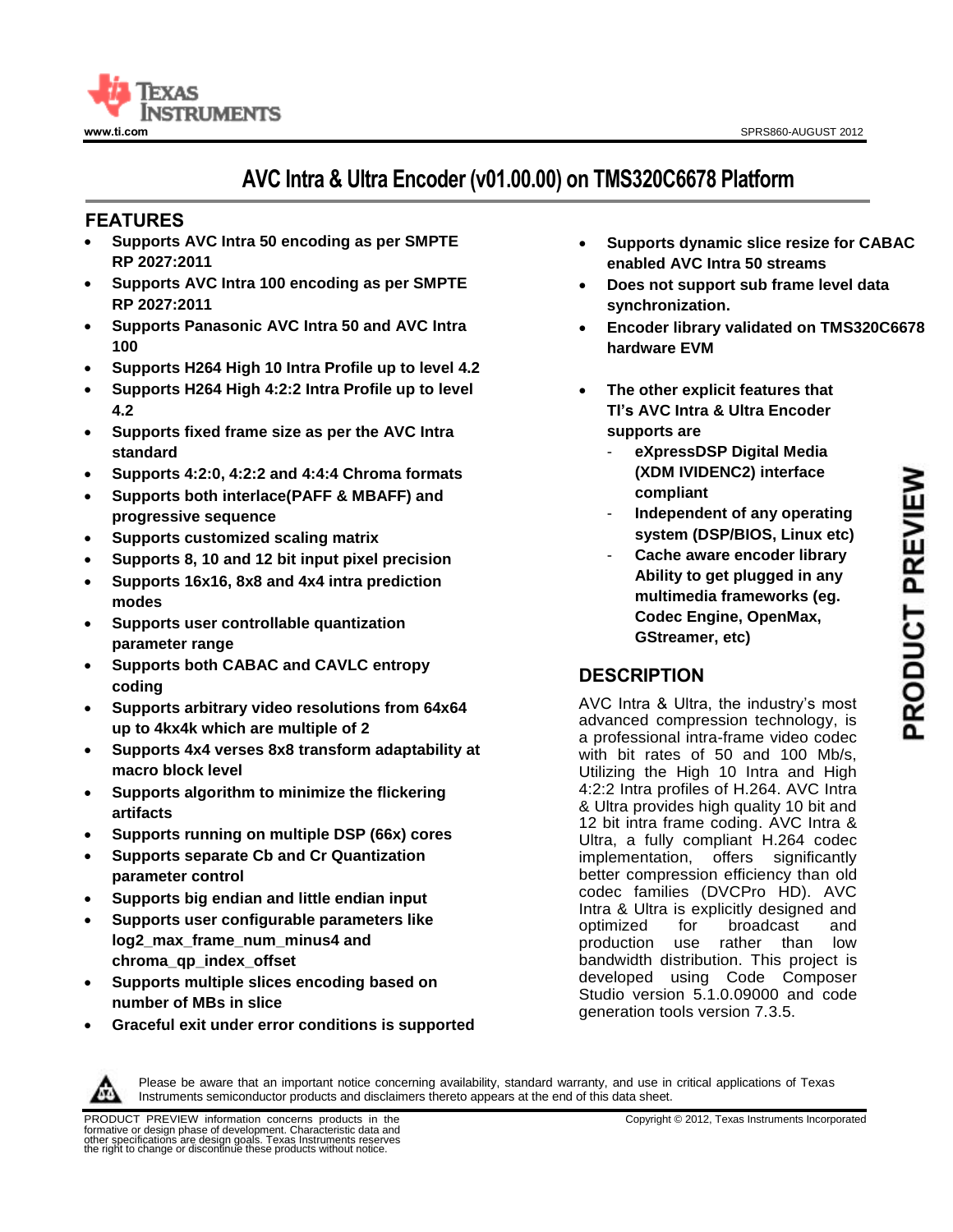# AVC Intra & Ultra Encoder (v01.00.00) on TMS320C6678 Platform

## FEATURES

- **Supports AVC Intra 50 encoding as per SMPTE RP 2027:2011**
- **Supports AVC Intra 100 encoding as per SMPTE RP 2027:2011**
- **Supports Panasonic AVC Intra 50 and AVC Intra 100**
- **Supports H264 High 10 Intra Profile up to level 4.2**
- **Supports H264 High 4:2:2 Intra Profile up to level 4.2**
- **Supports fixed frame size as per the AVC Intra standard**
- **Supports 4:2:0, 4:2:2 and 4:4:4 Chroma formats**
- **Supports both interlace(PAFF & MBAFF) and progressive sequence**
- **Supports customized scaling matrix**
- **Supports 8, 10 and 12 bit input pixel precision**
- **Supports 16x16, 8x8 and 4x4 intra prediction modes**
- **Supports user controllable quantization parameter range**
- **Supports both CABAC and CAVLC entropy coding**
- **Supports arbitrary video resolutions from 64x64 up to 4kx4k which are multiple of 2**
- **Supports 4x4 verses 8x8 transform adaptability at macro block level**
- **Supports algorithm to minimize the flickering artifacts**
- **Supports running on multiple DSP (66x) cores**
- **Supports separate Cb and Cr Quantization parameter control**
- **Supports big endian and little endian input**
- **Supports user configurable parameters like log2_max_frame_num_minus4 and chroma_qp_index_offset**
- **Supports multiple slices encoding based on number of MBs in slice**
- **Graceful exit under error conditions is supported**
- **Supports dynamic slice resize for CABAC enabled AVC Intra 50 streams**
- **Does not support sub frame level data synchronization.**
- **Encoder library validated on TMS320C6678 hardware EVM**
- **The other explicit features that TI's AVC Intra & Ultra Encoder supports are**
  - **eXpressDSP Digital Media (XDM IVIDENC2) interface compliant**
  - **Independent of any operating system (DSP/BIOS, Linux etc)**
  - **Cache aware encoder library Ability to get plugged in any multimedia frameworks (eg. Codec Engine, OpenMax, GStreamer, etc)**

## DESCRIPTION

AVC Intra & Ultra, the industry's most advanced compression technology, is a professional intra-frame video codec with bit rates of 50 and 100 Mb/s, Utilizing the High 10 Intra and High 4:2:2 Intra profiles of H.264. AVC Intra & Ultra provides high quality 10 bit and 12 bit intra frame coding. AVC Intra & Ultra, a fully compliant H.264 codec implementation, offers significantly better compression efficiency than old codec families (DVCPro HD). AVC Intra & Ultra is explicitly designed and optimized for broadcast and production use rather than low bandwidth distribution. This project is developed using Code Composer Studio version 5.1.0.09000 and code generation tools version 7.3.5.

Please be aware that an important notice concerning availability, standard warranty, and use in critical applications of Texas Instruments semiconductor products and disclaimers thereto appears at the end of this data sheet.

PRODUCT PREVIEW information concerns products in the formative or design phase of development. Characteristic data and other specifications are design goals. Texas Instruments reserves the right to change or discontinue these products without notice.

Copyright © 2012, Texas Instruments Incorporated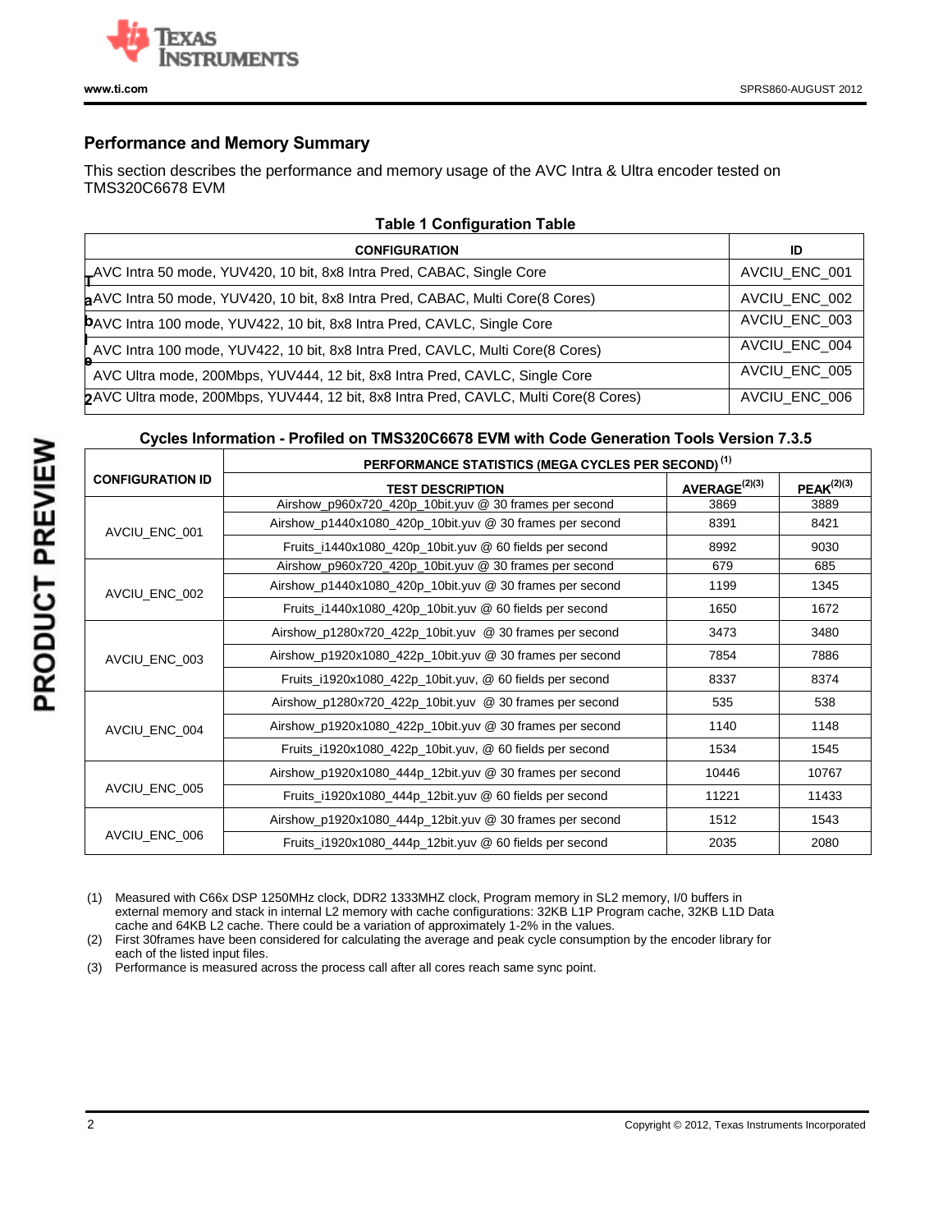## Performance and Memory Summary

This section describes the performance and memory usage of the AVC Intra & Ultra encoder tested on TMS320C6678 EVM

**Table 1 Configuration Table**

| CONFIGURATION | ID |
|---|---|
| AVC Intra 50 mode, YUV420, 10 bit, 8x8 Intra Pred, CABAC, Single Core | AVCIU_ENC_001 |
| AVC Intra 50 mode, YUV420, 10 bit, 8x8 Intra Pred, CABAC, Multi Core(8 Cores) | AVCIU_ENC_002 |
| AVC Intra 100 mode, YUV422, 10 bit, 8x8 Intra Pred, CAVLC, Single Core | AVCIU_ENC_003 |
| AVC Intra 100 mode, YUV422, 10 bit, 8x8 Intra Pred, CAVLC, Multi Core(8 Cores) | AVCIU_ENC_004 |
| AVC Ultra mode, 200Mbps, YUV444, 12 bit, 8x8 Intra Pred, CAVLC, Single Core | AVCIU_ENC_005 |
| AVC Ultra mode, 200Mbps, YUV444, 12 bit, 8x8 Intra Pred, CAVLC, Multi Core(8 Cores) | AVCIU_ENC_006 |

**Cycles Information - Profiled on TMS320C6678 EVM with Code Generation Tools Version 7.3.5**

| CONFIGURATION ID | PERFORMANCE STATISTICS (MEGA CYCLES PER SECOND) (1) | | |
|---|---|---|---|
| | TEST DESCRIPTION | AVERAGE(2)(3) | PEAK(2)(3) |
| AVCIU_ENC_001 | Airshow_p960x720_420p_10bit.yuv @ 30 frames per second | 3869 | 3889 |
| | Airshow_p1440x1080_420p_10bit.yuv @ 30 frames per second | 8391 | 8421 |
| | Fruits_i1440x1080_420p_10bit.yuv @ 60 fields per second | 8992 | 9030 |
| AVCIU_ENC_002 | Airshow_p960x720_420p_10bit.yuv @ 30 frames per second | 679 | 685 |
| | Airshow_p1440x1080_420p_10bit.yuv @ 30 frames per second | 1199 | 1345 |
| | Fruits_i1440x1080_420p_10bit.yuv @ 60 fields per second | 1650 | 1672 |
| AVCIU_ENC_003 | Airshow_p1280x720_422p_10bit.yuv @ 30 frames per second | 3473 | 3480 |
| | Airshow_p1920x1080_422p_10bit.yuv @ 30 frames per second | 7854 | 7886 |
| | Fruits_i1920x1080_422p_10bit.yuv, @ 60 fields per second | 8337 | 8374 |
| AVCIU_ENC_004 | Airshow_p1280x720_422p_10bit.yuv @ 30 frames per second | 535 | 538 |
| | Airshow_p1920x1080_422p_10bit.yuv @ 30 frames per second | 1140 | 1148 |
| | Fruits_i1920x1080_422p_10bit.yuv, @ 60 fields per second | 1534 | 1545 |
| AVCIU_ENC_005 | Airshow_p1920x1080_444p_12bit.yuv @ 30 frames per second | 10446 | 10767 |
| | Fruits_i1920x1080_444p_12bit.yuv @ 60 fields per second | 11221 | 11433 |
| AVCIU_ENC_006 | Airshow_p1920x1080_444p_12bit.yuv @ 30 frames per second | 1512 | 1543 |
| | Fruits_i1920x1080_444p_12bit.yuv @ 60 fields per second | 2035 | 2080 |

(1) Measured with C66x DSP 1250MHz clock, DDR2 1333MHZ clock, Program memory in SL2 memory, I/0 buffers in external memory and stack in internal L2 memory with cache configurations: 32KB L1P Program cache, 32KB L1D Data cache and 64KB L2 cache. There could be a variation of approximately 1-2% in the values.

(2) First 30frames have been considered for calculating the average and peak cycle consumption by the encoder library for each of the listed input files.

(3) Performance is measured across the process call after all cores reach same sync point.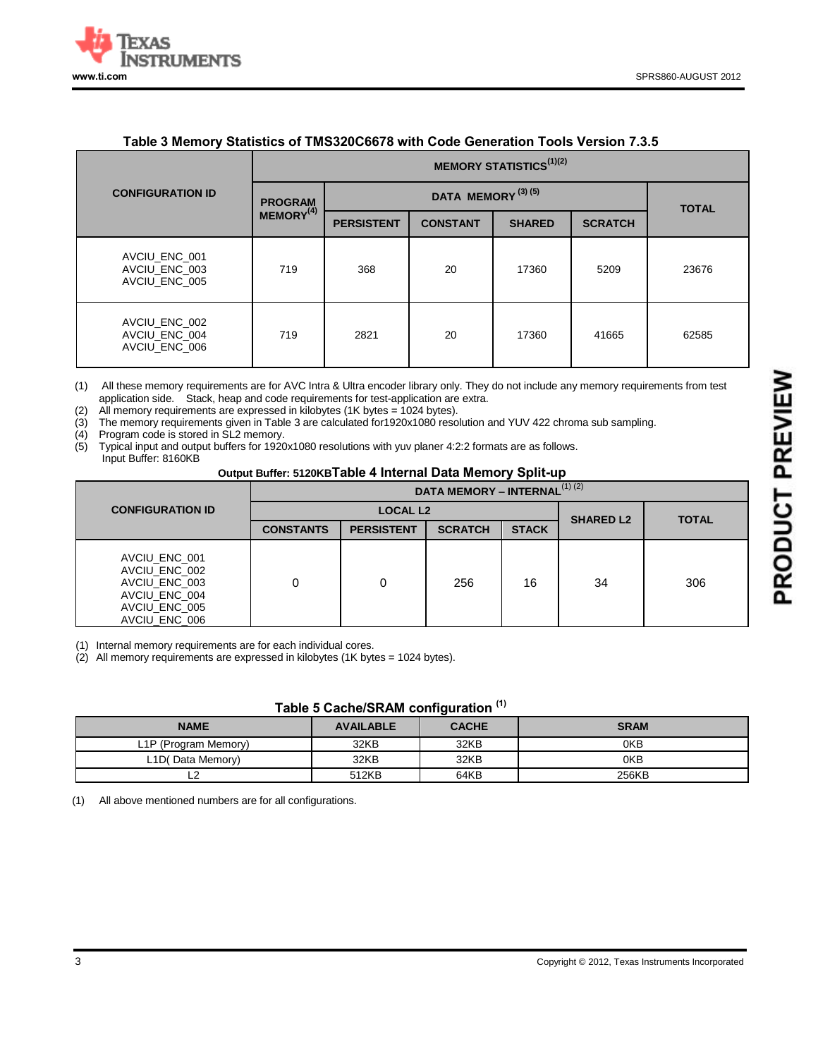### Table 3 Memory Statistics of TMS320C6678 with Code Generation Tools Version 7.3.5

| CONFIGURATION ID | MEMORY STATISTICS(1)(2) | | | | | |
|---|---|---|---|---|---|---|
| | PROGRAM MEMORY(4) | DATA MEMORY (3) (5) | | | | TOTAL |
| | | PERSISTENT | CONSTANT | SHARED | SCRATCH | |
| AVCIU_ENC_001 AVCIU_ENC_003 AVCIU_ENC_005 | 719 | 368 | 20 | 17360 | 5209 | 23676 |
| AVCIU_ENC_002 AVCIU_ENC_004 AVCIU_ENC_006 | 719 | 2821 | 20 | 17360 | 41665 | 62585 |

(1) All these memory requirements are for AVC Intra & Ultra encoder library only. They do not include any memory requirements from test application side. Stack, heap and code requirements for test-application are extra.
(2) All memory requirements are expressed in kilobytes (1K bytes = 1024 bytes).
(3) The memory requirements given in Table 3 are calculated for1920x1080 resolution and YUV 422 chroma sub sampling.
(4) Program code is stored in SL2 memory.
(5) Typical input and output buffers for 1920x1080 resolutions with yuv planer 4:2:2 formats are as follows.
Input Buffer: 8160KB
Output Buffer: 5120KB

### Table 4 Internal Data Memory Split-up

| CONFIGURATION ID | DATA MEMORY – INTERNAL(1) (2) | | | | | |
|---|---|---|---|---|---|---|
| | LOCAL L2 | | | | SHARED L2 | TOTAL |
| | CONSTANTS | PERSISTENT | SCRATCH | STACK | | |
| AVCIU_ENC_001 AVCIU_ENC_002 AVCIU_ENC_003 AVCIU_ENC_004 AVCIU_ENC_005 AVCIU_ENC_006 | 0 | 0 | 256 | 16 | 34 | 306 |

(1) Internal memory requirements are for each individual cores.
(2) All memory requirements are expressed in kilobytes (1K bytes = 1024 bytes).

### Table 5 Cache/SRAM configuration (1)

| NAME | AVAILABLE | CACHE | SRAM |
|---|---|---|---|
| L1P (Program Memory) | 32KB | 32KB | 0KB |
| L1D( Data Memory) | 32KB | 32KB | 0KB |
| L2 | 512KB | 64KB | 256KB |

(1) All above mentioned numbers are for all configurations.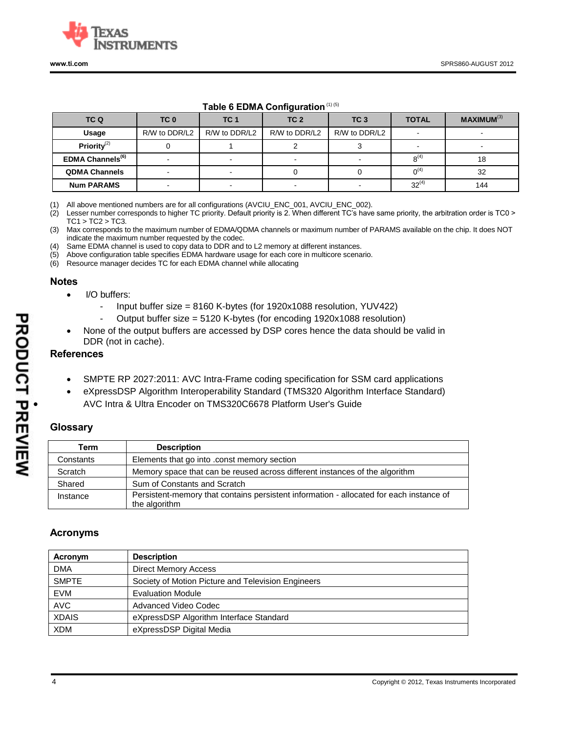**Table 6 EDMA Configuration** [1] [5]

| TC Q | TC 0 | TC 1 | TC 2 | TC 3 | TOTAL | MAXIMUM[3] |
|---|---|---|---|---|---|---|
| Usage | R/W to DDR/L2 | R/W to DDR/L2 | R/W to DDR/L2 | R/W to DDR/L2 | - | - |
| Priority[2] | 0 | 1 | 2 | 3 | - | - |
| EDMA Channels[6] | - | - | - | - | 8[4] | 18 |
| QDMA Channels | - | - | 0 | 0 | 0[4] | 32 |
| Num PARAMS | - | - | - | - | 32[4] | 144 |

(1) All above mentioned numbers are for all configurations (AVCIU_ENC_001, AVCIU_ENC_002).
(2) Lesser number corresponds to higher TC priority. Default priority is 2. When different TC's have same priority, the arbitration order is TC0 > TC1 > TC2 > TC3.
(3) Max corresponds to the maximum number of EDMA/QDMA channels or maximum number of PARAMS available on the chip. It does NOT indicate the maximum number requested by the codec.
(4) Same EDMA channel is used to copy data to DDR and to L2 memory at different instances.
(5) Above configuration table specifies EDMA hardware usage for each core in multicore scenario.
(6) Resource manager decides TC for each EDMA channel while allocating

## Notes

- I/O buffers:
  - Input buffer size = 8160 K-bytes (for 1920x1088 resolution, YUV422)
  - Output buffer size = 5120 K-bytes (for encoding 1920x1088 resolution)
- None of the output buffers are accessed by DSP cores hence the data should be valid in DDR (not in cache).

## References

- SMPTE RP 2027:2011: AVC Intra-Frame coding specification for SSM card applications
- eXpressDSP Algorithm Interoperability Standard (TMS320 Algorithm Interface Standard)
- AVC Intra & Ultra Encoder on TMS320C6678 Platform User's Guide

## Glossary

| Term | Description |
|---|---|
| Constants | Elements that go into .const memory section |
| Scratch | Memory space that can be reused across different instances of the algorithm |
| Shared | Sum of Constants and Scratch |
| Instance | Persistent-memory that contains persistent information - allocated for each instance of the algorithm |

## Acronyms

| Acronym | Description |
|---|---|
| DMA | Direct Memory Access |
| SMPTE | Society of Motion Picture and Television Engineers |
| EVM | Evaluation Module |
| AVC | Advanced Video Codec |
| XDAIS | eXpressDSP Algorithm Interface Standard |
| XDM | eXpressDSP Digital Media |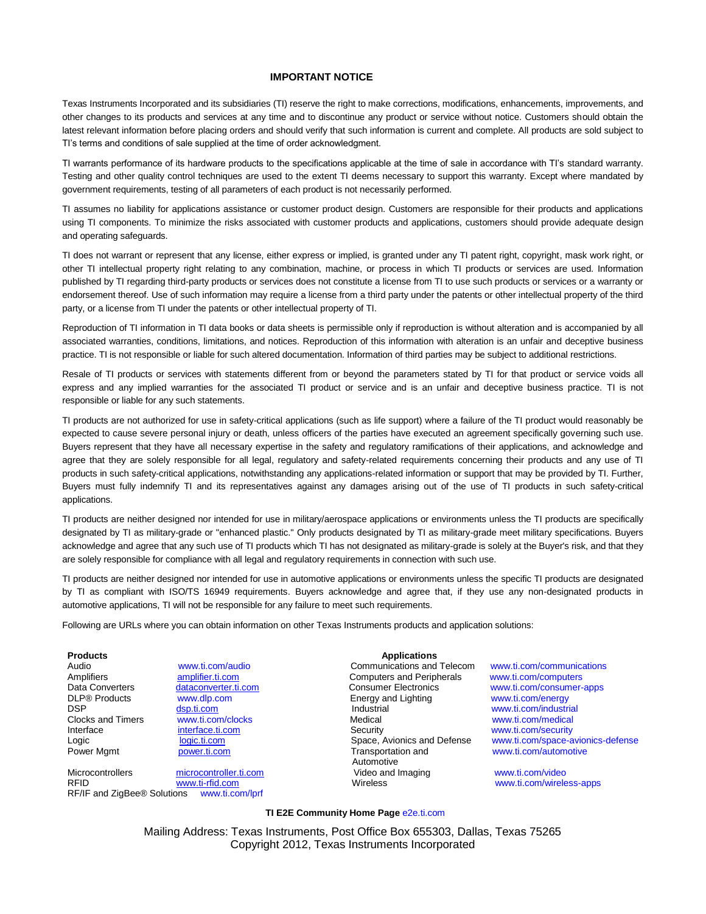## IMPORTANT NOTICE

Texas Instruments Incorporated and its subsidiaries (TI) reserve the right to make corrections, modifications, enhancements, improvements, and other changes to its products and services at any time and to discontinue any product or service without notice. Customers should obtain the latest relevant information before placing orders and should verify that such information is current and complete. All products are sold subject to TI's terms and conditions of sale supplied at the time of order acknowledgment.

TI warrants performance of its hardware products to the specifications applicable at the time of sale in accordance with TI's standard warranty. Testing and other quality control techniques are used to the extent TI deems necessary to support this warranty. Except where mandated by government requirements, testing of all parameters of each product is not necessarily performed.

TI assumes no liability for applications assistance or customer product design. Customers are responsible for their products and applications using TI components. To minimize the risks associated with customer products and applications, customers should provide adequate design and operating safeguards.

TI does not warrant or represent that any license, either express or implied, is granted under any TI patent right, copyright, mask work right, or other TI intellectual property right relating to any combination, machine, or process in which TI products or services are used. Information published by TI regarding third-party products or services does not constitute a license from TI to use such products or services or a warranty or endorsement thereof. Use of such information may require a license from a third party under the patents or other intellectual property of the third party, or a license from TI under the patents or other intellectual property of TI.

Reproduction of TI information in TI data books or data sheets is permissible only if reproduction is without alteration and is accompanied by all associated warranties, conditions, limitations, and notices. Reproduction of this information with alteration is an unfair and deceptive business practice. TI is not responsible or liable for such altered documentation. Information of third parties may be subject to additional restrictions.

Resale of TI products or services with statements different from or beyond the parameters stated by TI for that product or service voids all express and any implied warranties for the associated TI product or service and is an unfair and deceptive business practice. TI is not responsible or liable for any such statements.

TI products are not authorized for use in safety-critical applications (such as life support) where a failure of the TI product would reasonably be expected to cause severe personal injury or death, unless officers of the parties have executed an agreement specifically governing such use. Buyers represent that they have all necessary expertise in the safety and regulatory ramifications of their applications, and acknowledge and agree that they are solely responsible for all legal, regulatory and safety-related requirements concerning their products and any use of TI products in such safety-critical applications, notwithstanding any applications-related information or support that may be provided by TI. Further, Buyers must fully indemnify TI and its representatives against any damages arising out of the use of TI products in such safety-critical applications.

TI products are neither designed nor intended for use in military/aerospace applications or environments unless the TI products are specifically designated by TI as military-grade or "enhanced plastic." Only products designated by TI as military-grade meet military specifications. Buyers acknowledge and agree that any such use of TI products which TI has not designated as military-grade is solely at the Buyer's risk, and that they are solely responsible for compliance with all legal and regulatory requirements in connection with such use.

TI products are neither designed nor intended for use in automotive applications or environments unless the specific TI products are designated by TI as compliant with ISO/TS 16949 requirements. Buyers acknowledge and agree that, if they use any non-designated products in automotive applications, TI will not be responsible for any failure to meet such requirements.

Following are URLs where you can obtain information on other Texas Instruments products and application solutions:

| **Products** | | **Applications** | |
|---|---|---|---|
| Audio | www.ti.com/audio | Communications and Telecom | www.ti.com/communications |
| Amplifiers | amplifier.ti.com | Computers and Peripherals | www.ti.com/computers |
| Data Converters | dataconverter.ti.com | Consumer Electronics | www.ti.com/consumer-apps |
| DLP® Products | www.dlp.com | Energy and Lighting | www.ti.com/energy |
| DSP | dsp.ti.com | Industrial | www.ti.com/industrial |
| Clocks and Timers | www.ti.com/clocks | Medical | www.ti.com/medical |
| Interface | interface.ti.com | Security | www.ti.com/security |
| Logic | logic.ti.com | Space, Avionics and Defense | www.ti.com/space-avionics-defense |
| Power Mgmt | power.ti.com | Transportation and Automotive | www.ti.com/automotive |
| Microcontrollers | microcontroller.ti.com | Video and Imaging | www.ti.com/video |
| RFID | www.ti-rfid.com | Wireless | www.ti.com/wireless-apps |
| RF/IF and ZigBee® Solutions | www.ti.com/lprf | | |

**TI E2E Community Home Page** e2e.ti.com

Mailing Address: Texas Instruments, Post Office Box 655303, Dallas, Texas 75265
Copyright 2012, Texas Instruments Incorporated